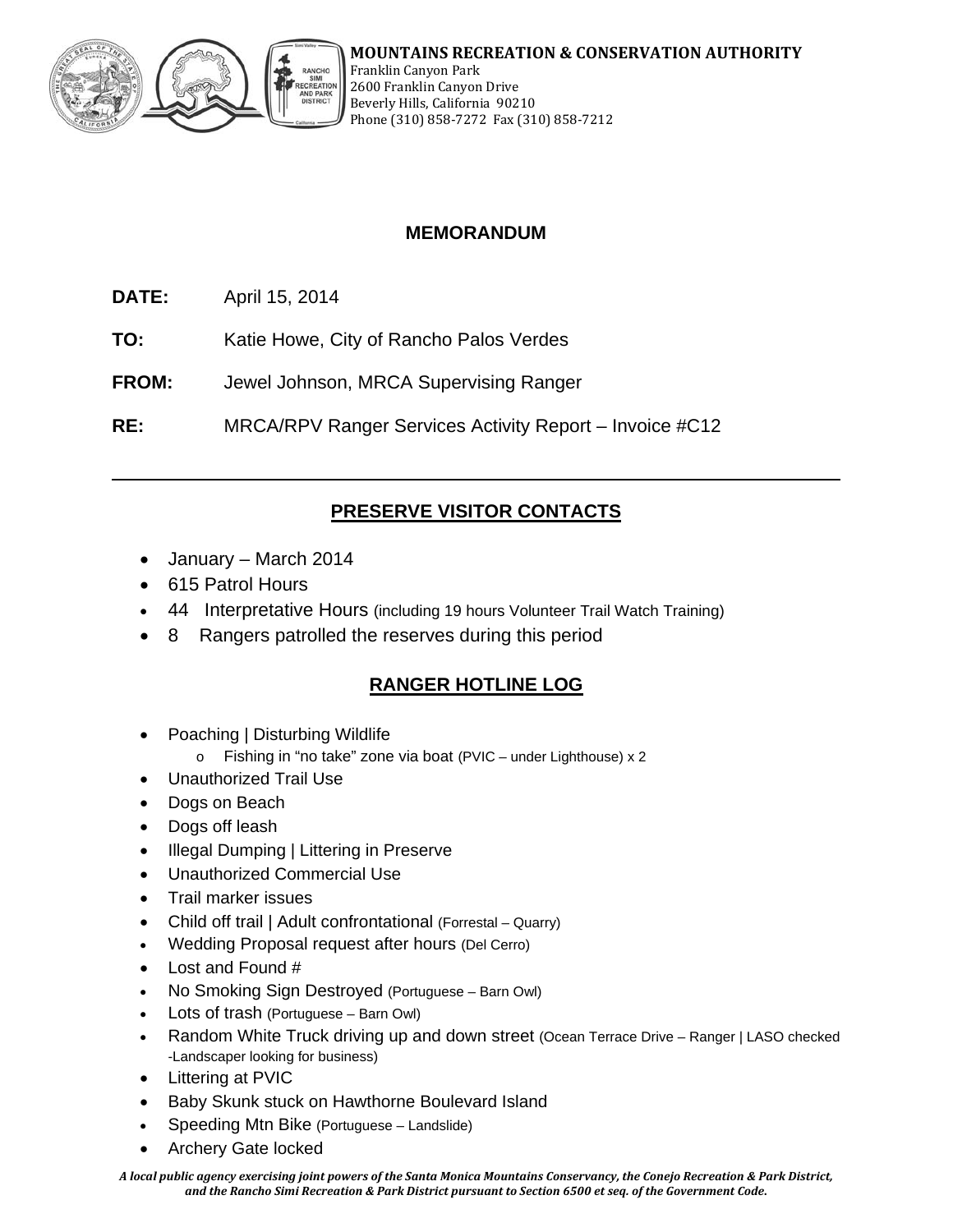**MOUNTAINS RECREATION & CONSERVATION AUTHORITY**
Franklin Canyon Park
2600 Franklin Canyon Drive
Beverly Hills, California 90210
Phone (310) 858-7272 Fax (310) 858-7212

## MEMORANDUM

**DATE:** April 15, 2014

**TO:** Katie Howe, City of Rancho Palos Verdes

**FROM:** Jewel Johnson, MRCA Supervising Ranger

**RE:** MRCA/RPV Ranger Services Activity Report – Invoice #C12

---

## PRESERVE VISITOR CONTACTS

- January – March 2014
- 615 Patrol Hours
- 44 Interpretative Hours (including 19 hours Volunteer Trail Watch Training)
- 8 Rangers patrolled the reserves during this period

## RANGER HOTLINE LOG

- Poaching | Disturbing Wildlife
  - Fishing in "no take" zone via boat (PVIC – under Lighthouse) x 2
- Unauthorized Trail Use
- Dogs on Beach
- Dogs off leash
- Illegal Dumping | Littering in Preserve
- Unauthorized Commercial Use
- Trail marker issues
- Child off trail | Adult confrontational (Forrestal – Quarry)
- Wedding Proposal request after hours (Del Cerro)
- Lost and Found #
- No Smoking Sign Destroyed (Portuguese – Barn Owl)
- Lots of trash (Portuguese – Barn Owl)
- Random White Truck driving up and down street (Ocean Terrace Drive – Ranger | LASO checked -Landscaper looking for business)
- Littering at PVIC
- Baby Skunk stuck on Hawthorne Boulevard Island
- Speeding Mtn Bike (Portuguese – Landslide)
- Archery Gate locked

*A local public agency exercising joint powers of the Santa Monica Mountains Conservancy, the Conejo Recreation & Park District, and the Rancho Simi Recreation & Park District pursuant to Section 6500 et seq. of the Government Code.*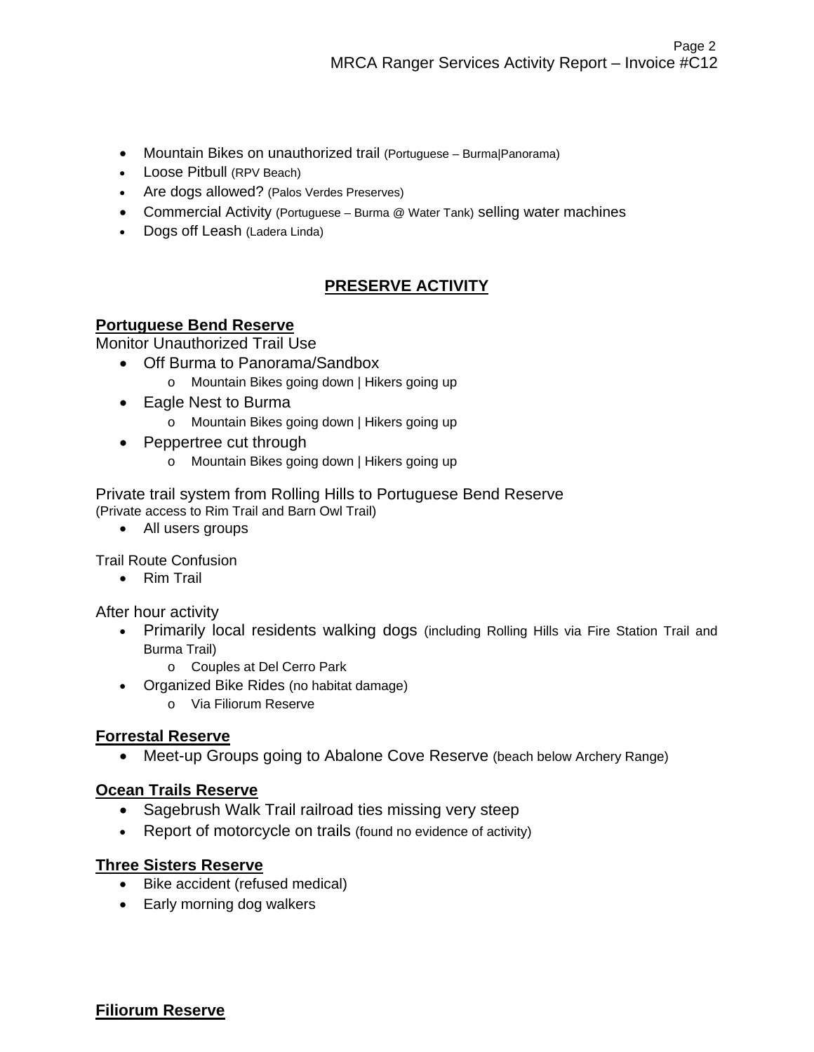- Mountain Bikes on unauthorized trail (Portuguese – Burma|Panorama)
- Loose Pitbull (RPV Beach)
- Are dogs allowed? (Palos Verdes Preserves)
- Commercial Activity (Portuguese – Burma @ Water Tank) selling water machines
- Dogs off Leash (Ladera Linda)

## PRESERVE ACTIVITY

### Portuguese Bend Reserve

Monitor Unauthorized Trail Use

- Off Burma to Panorama/Sandbox
    - Mountain Bikes going down | Hikers going up
- Eagle Nest to Burma
    - Mountain Bikes going down | Hikers going up
- Peppertree cut through
    - Mountain Bikes going down | Hikers going up

Private trail system from Rolling Hills to Portuguese Bend Reserve
(Private access to Rim Trail and Barn Owl Trail)

- All users groups

Trail Route Confusion

- Rim Trail

After hour activity

- Primarily local residents walking dogs (including Rolling Hills via Fire Station Trail and Burma Trail)
    - Couples at Del Cerro Park
- Organized Bike Rides (no habitat damage)
    - Via Filiorum Reserve

### Forrestal Reserve

- Meet-up Groups going to Abalone Cove Reserve (beach below Archery Range)

### Ocean Trails Reserve

- Sagebrush Walk Trail railroad ties missing very steep
- Report of motorcycle on trails (found no evidence of activity)

### Three Sisters Reserve

- Bike accident (refused medical)
- Early morning dog walkers

### Filiorum Reserve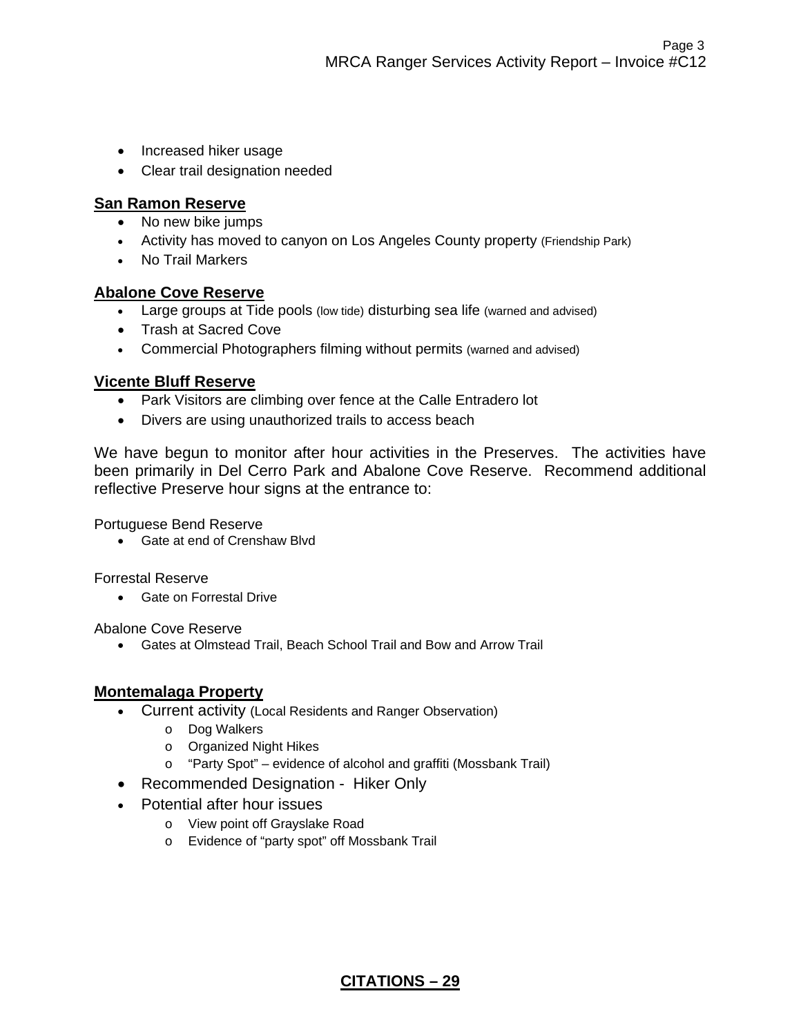- Increased hiker usage
- Clear trail designation needed

**San Ramon Reserve**

- No new bike jumps
- Activity has moved to canyon on Los Angeles County property (Friendship Park)
- No Trail Markers

**Abalone Cove Reserve**

- Large groups at Tide pools (low tide) disturbing sea life (warned and advised)
- Trash at Sacred Cove
- Commercial Photographers filming without permits (warned and advised)

**Vicente Bluff Reserve**

- Park Visitors are climbing over fence at the Calle Entradero lot
- Divers are using unauthorized trails to access beach

We have begun to monitor after hour activities in the Preserves. The activities have been primarily in Del Cerro Park and Abalone Cove Reserve. Recommend additional reflective Preserve hour signs at the entrance to:

Portuguese Bend Reserve

- Gate at end of Crenshaw Blvd

Forrestal Reserve

- Gate on Forrestal Drive

Abalone Cove Reserve

- Gates at Olmstead Trail, Beach School Trail and Bow and Arrow Trail

**Montemalaga Property**

- Current activity (Local Residents and Ranger Observation)
  - Dog Walkers
  - Organized Night Hikes
  - "Party Spot" – evidence of alcohol and graffiti (Mossbank Trail)
- Recommended Designation - Hiker Only
- Potential after hour issues
  - View point off Grayslake Road
  - Evidence of "party spot" off Mossbank Trail

**CITATIONS – 29**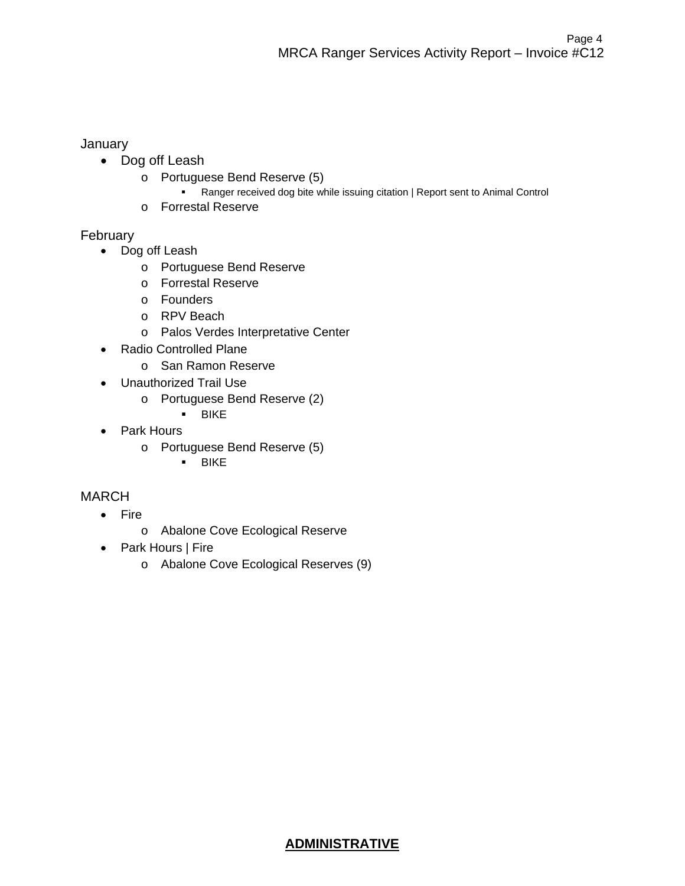January

- Dog off Leash
  - Portuguese Bend Reserve (5)
    - Ranger received dog bite while issuing citation | Report sent to Animal Control
  - Forrestal Reserve

February

- Dog off Leash
  - Portuguese Bend Reserve
  - Forrestal Reserve
  - Founders
  - RPV Beach
  - Palos Verdes Interpretative Center
- Radio Controlled Plane
  - San Ramon Reserve
- Unauthorized Trail Use
  - Portuguese Bend Reserve (2)
    - BIKE
- Park Hours
  - Portuguese Bend Reserve (5)
    - BIKE

MARCH

- Fire
  - Abalone Cove Ecological Reserve
- Park Hours | Fire
  - Abalone Cove Ecological Reserves (9)

## **ADMINISTRATIVE**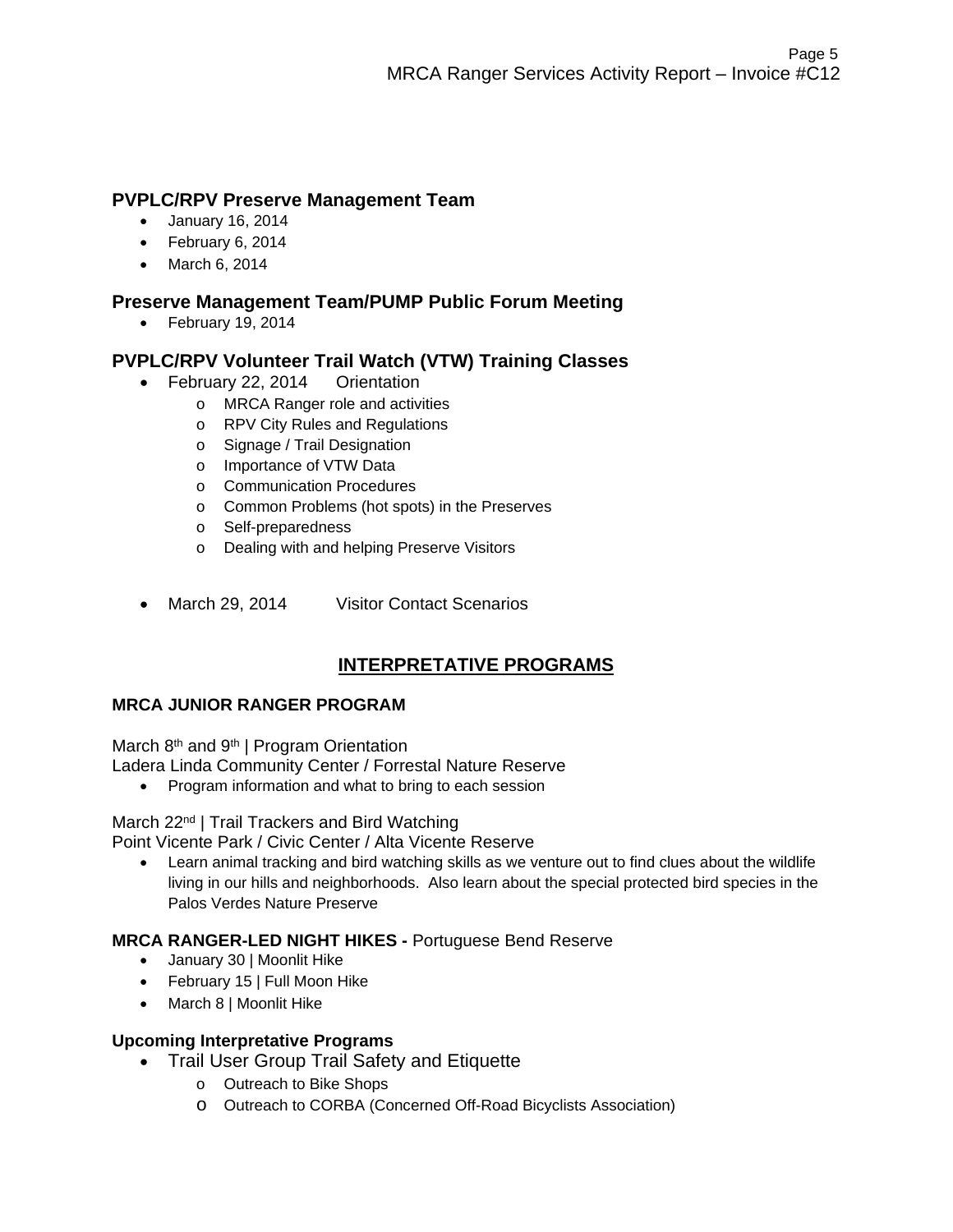### PVPLC/RPV Preserve Management Team

- January 16, 2014
- February 6, 2014
- March 6, 2014

### Preserve Management Team/PUMP Public Forum Meeting

- February 19, 2014

### PVPLC/RPV Volunteer Trail Watch (VTW) Training Classes

- February 22, 2014 Orientation
  - MRCA Ranger role and activities
  - RPV City Rules and Regulations
  - Signage / Trail Designation
  - Importance of VTW Data
  - Communication Procedures
  - Common Problems (hot spots) in the Preserves
  - Self-preparedness
  - Dealing with and helping Preserve Visitors

- March 29, 2014 Visitor Contact Scenarios

## INTERPRETATIVE PROGRAMS

**MRCA JUNIOR RANGER PROGRAM**

March 8th and 9th | Program Orientation
Ladera Linda Community Center / Forrestal Nature Reserve

- Program information and what to bring to each session

March 22nd | Trail Trackers and Bird Watching
Point Vicente Park / Civic Center / Alta Vicente Reserve

- Learn animal tracking and bird watching skills as we venture out to find clues about the wildlife living in our hills and neighborhoods. Also learn about the special protected bird species in the Palos Verdes Nature Preserve

**MRCA RANGER-LED NIGHT HIKES -** Portuguese Bend Reserve

- January 30 | Moonlit Hike
- February 15 | Full Moon Hike
- March 8 | Moonlit Hike

**Upcoming Interpretative Programs**

- Trail User Group Trail Safety and Etiquette
  - Outreach to Bike Shops
  - Outreach to CORBA (Concerned Off-Road Bicyclists Association)